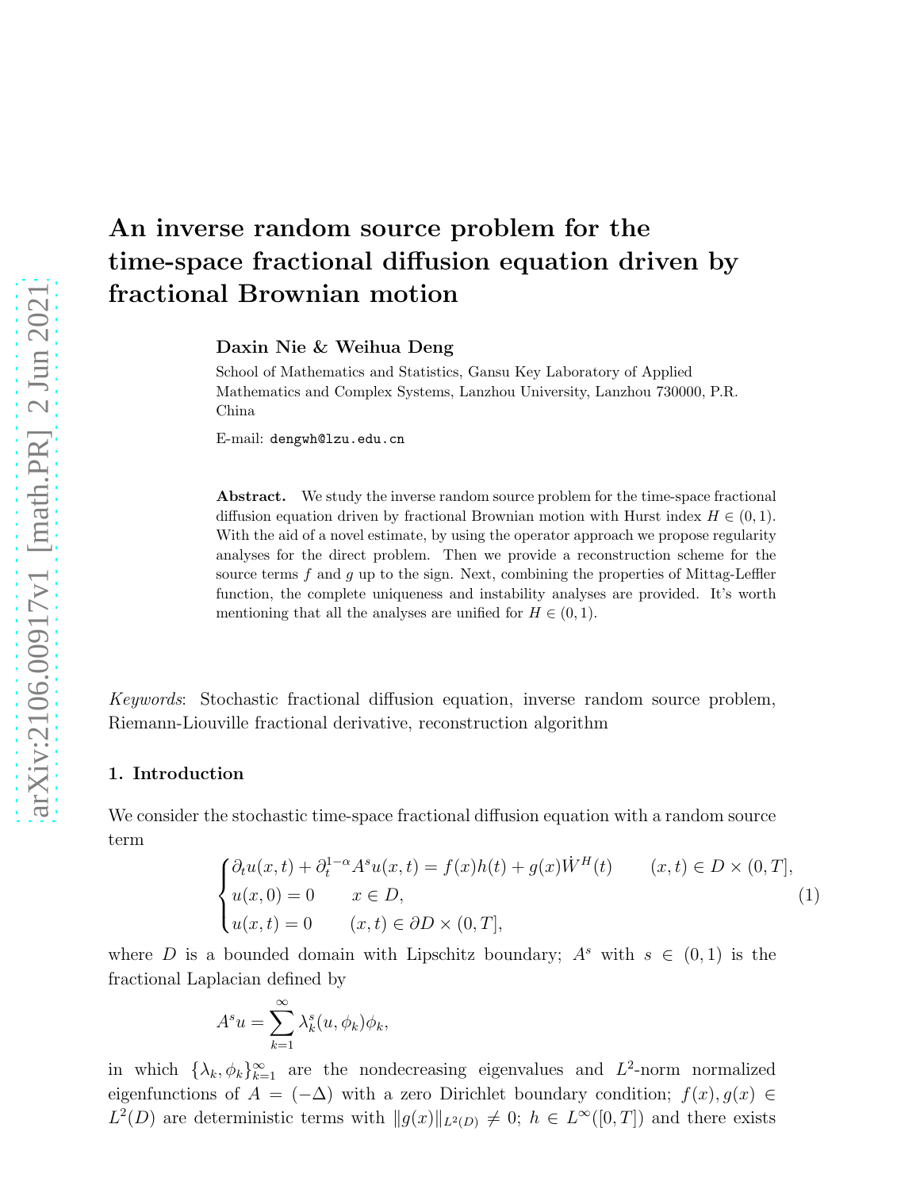# An inverse random source problem for the time-space fractional diffusion equation driven by fractional Brownian motion

**Daxin Nie & Weihua Deng**

School of Mathematics and Statistics, Gansu Key Laboratory of Applied Mathematics and Complex Systems, Lanzhou University, Lanzhou 730000, P.R. China

E-mail: dengwh@lzu.edu.cn

**Abstract.** We study the inverse random source problem for the time-space fractional diffusion equation driven by fractional Brownian motion with Hurst index $H \in (0, 1)$. With the aid of a novel estimate, by using the operator approach we propose regularity analyses for the direct problem. Then we provide a reconstruction scheme for the source terms $f$ and $g$ up to the sign. Next, combining the properties of Mittag-Leffler function, the complete uniqueness and instability analyses are provided. It's worth mentioning that all the analyses are unified for $H \in (0, 1)$.

*Keywords*: Stochastic fractional diffusion equation, inverse random source problem, Riemann-Liouville fractional derivative, reconstruction algorithm

## 1. Introduction

We consider the stochastic time-space fractional diffusion equation with a random source term

$$
\begin{cases}
\partial_t u(x,t) + \partial_t^{1-\alpha} A^s u(x,t) = f(x)h(t) + g(x)\dot{W}^H(t) & (x,t) \in D \times (0,T], \\
u(x,0) = 0 & x \in D, \\
u(x,t) = 0 & (x,t) \in \partial D \times (0,T],
\end{cases}
\tag{1}
$$

where $D$ is a bounded domain with Lipschitz boundary; $A^s$ with $s \in (0,1)$ is the fractional Laplacian defined by

$$
A^s u = \sum_{k=1}^{\infty} \lambda_k^s (u, \phi_k)\phi_k,
$$

in which $\{\lambda_k, \phi_k\}_{k=1}^{\infty}$ are the nondecreasing eigenvalues and $L^2$-norm normalized eigenfunctions of $A = (-\Delta)$ with a zero Dirichlet boundary condition; $f(x), g(x) \in L^2(D)$ are deterministic terms with $\|g(x)\|_{L^2(D)} \neq 0$; $h \in L^\infty([0,T])$ and there exists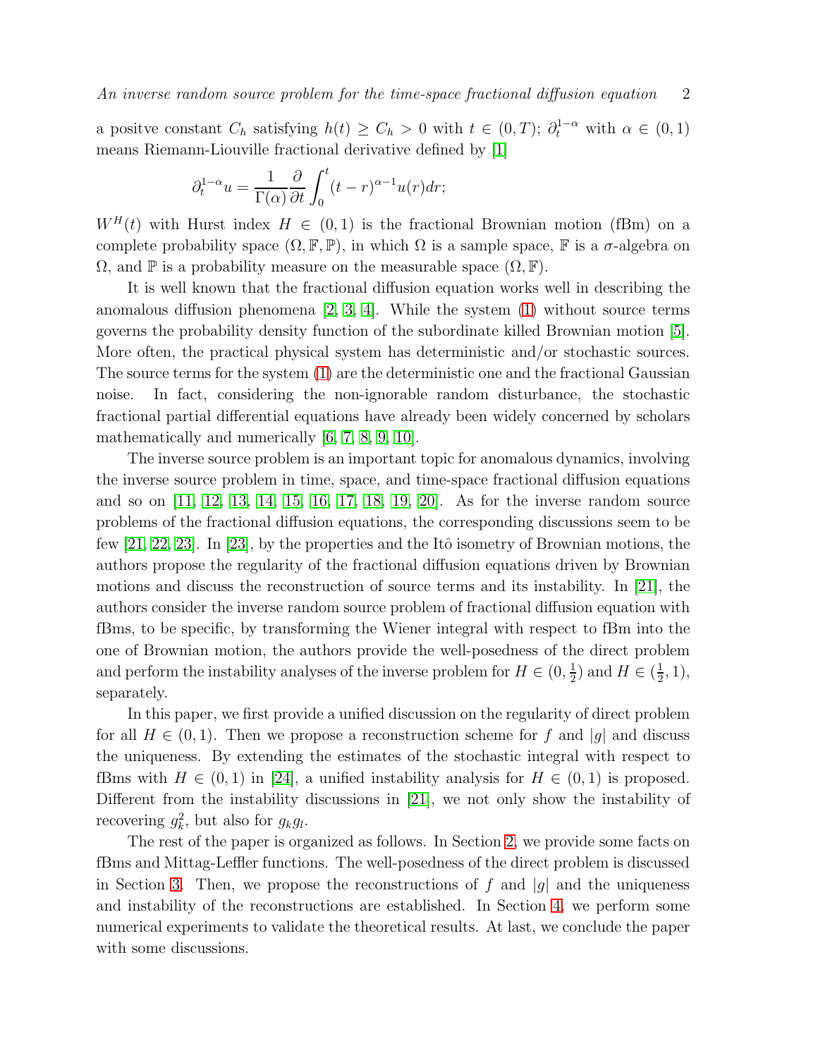a positve constant $C_h$ satisfying $h(t) \geq C_h > 0$ with $t \in (0, T)$; $\partial_t^{1-\alpha}$ with $\alpha \in (0, 1)$ means Riemann-Liouville fractional derivative defined by [1]

$$\partial_t^{1-\alpha} u = \frac{1}{\Gamma(\alpha)} \frac{\partial}{\partial t} \int_0^t (t - r)^{\alpha - 1} u(r) dr;$$

$W^H(t)$ with Hurst index $H \in (0, 1)$ is the fractional Brownian motion (fBm) on a complete probability space $(\Omega, \mathbb{F}, \mathbb{P})$, in which $\Omega$ is a sample space, $\mathbb{F}$ is a $\sigma$-algebra on $\Omega$, and $\mathbb{P}$ is a probability measure on the measurable space $(\Omega, \mathbb{F})$.

It is well known that the fractional diffusion equation works well in describing the anomalous diffusion phenomena [2, 3, 4]. While the system (1) without source terms governs the probability density function of the subordinate killed Brownian motion [5]. More often, the practical physical system has deterministic and/or stochastic sources. The source terms for the system (1) are the deterministic one and the fractional Gaussian noise. In fact, considering the non-ignorable random disturbance, the stochastic fractional partial differential equations have already been widely concerned by scholars mathematically and numerically [6, 7, 8, 9, 10].

The inverse source problem is an important topic for anomalous dynamics, involving the inverse source problem in time, space, and time-space fractional diffusion equations and so on [11, 12, 13, 14, 15, 16, 17, 18, 19, 20]. As for the inverse random source problems of the fractional diffusion equations, the corresponding discussions seem to be few [21, 22, 23]. In [23], by the properties and the Itô isometry of Brownian motions, the authors propose the regularity of the fractional diffusion equations driven by Brownian motions and discuss the reconstruction of source terms and its instability. In [21], the authors consider the inverse random source problem of fractional diffusion equation with fBms, to be specific, by transforming the Wiener integral with respect to fBm into the one of Brownian motion, the authors provide the well-posedness of the direct problem and perform the instability analyses of the inverse problem for $H \in (0, \frac{1}{2})$ and $H \in (\frac{1}{2}, 1)$, separately.

In this paper, we first provide a unified discussion on the regularity of direct problem for all $H \in (0, 1)$. Then we propose a reconstruction scheme for $f$ and $|g|$ and discuss the uniqueness. By extending the estimates of the stochastic integral with respect to fBms with $H \in (0, 1)$ in [24], a unified instability analysis for $H \in (0, 1)$ is proposed. Different from the instability discussions in [21], we not only show the instability of recovering $g_k^2$, but also for $g_k g_l$.

The rest of the paper is organized as follows. In Section 2, we provide some facts on fBms and Mittag-Leffler functions. The well-posedness of the direct problem is discussed in Section 3. Then, we propose the reconstructions of $f$ and $|g|$ and the uniqueness and instability of the reconstructions are established. In Section 4, we perform some numerical experiments to validate the theoretical results. At last, we conclude the paper with some discussions.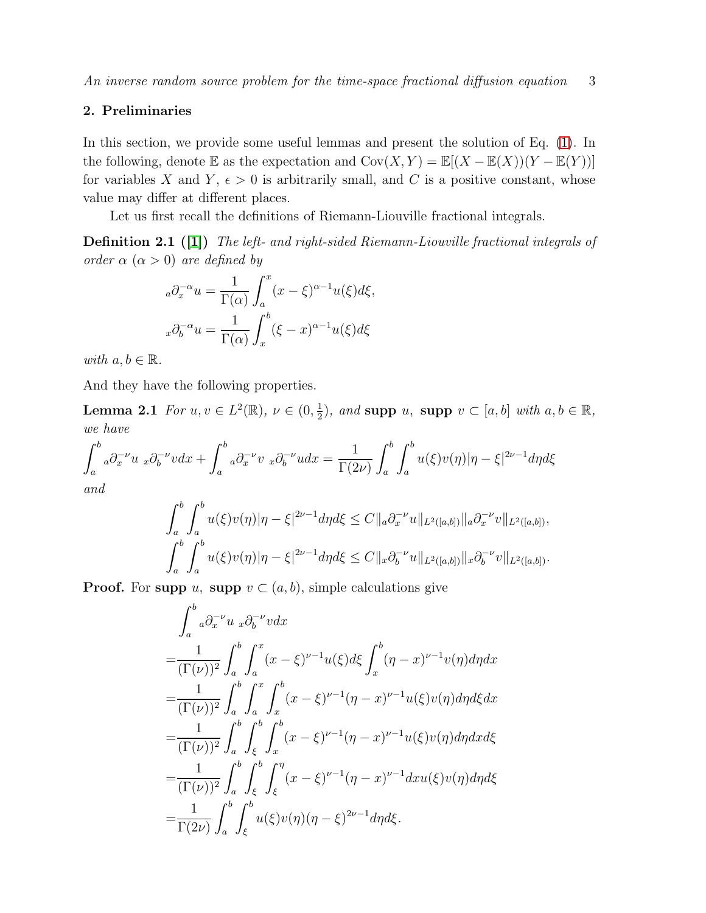## 2. Preliminaries

In this section, we provide some useful lemmas and present the solution of Eq. (1). In the following, denote $\mathbb{E}$ as the expectation and $\mathrm{Cov}(X,Y) = \mathbb{E}[(X - \mathbb{E}(X))(Y - \mathbb{E}(Y))]$ for variables $X$ and $Y$, $\epsilon > 0$ is arbitrarily small, and $C$ is a positive constant, whose value may differ at different places.

Let us first recall the definitions of Riemann-Liouville fractional integrals.

**Definition 2.1 ([1])** *The left- and right-sided Riemann-Liouville fractional integrals of order $\alpha$ ($\alpha > 0$) are defined by*

$$
{}_a\partial_x^{-\alpha} u = \frac{1}{\Gamma(\alpha)} \int_a^x (x-\xi)^{\alpha-1} u(\xi) d\xi,
$$

$$
{}_x\partial_b^{-\alpha} u = \frac{1}{\Gamma(\alpha)} \int_x^b (\xi-x)^{\alpha-1} u(\xi) d\xi
$$

*with $a, b \in \mathbb{R}$.*

And they have the following properties.

**Lemma 2.1** *For $u, v \in L^2(\mathbb{R})$, $\nu \in (0, \frac{1}{2})$, and* **supp** $u$, **supp** $v \subset [a,b]$ *with $a, b \in \mathbb{R}$, we have*

$$
\int_a^b {}_a\partial_x^{-\nu} u \; {}_x\partial_b^{-\nu} v dx + \int_a^b {}_a\partial_x^{-\nu} v \; {}_x\partial_b^{-\nu} u dx = \frac{1}{\Gamma(2\nu)} \int_a^b \int_a^b u(\xi) v(\eta) |\eta - \xi|^{2\nu-1} d\eta d\xi
$$

*and*

$$
\int_a^b \int_a^b u(\xi) v(\eta) |\eta - \xi|^{2\nu-1} d\eta d\xi \le C \| {}_a\partial_x^{-\nu} u \|_{L^2([a,b])} \| {}_a\partial_x^{-\nu} v \|_{L^2([a,b])},
$$

$$
\int_a^b \int_a^b u(\xi) v(\eta) |\eta - \xi|^{2\nu-1} d\eta d\xi \le C \| {}_x\partial_b^{-\nu} u \|_{L^2([a,b])} \| {}_x\partial_b^{-\nu} v \|_{L^2([a,b])}.
$$

**Proof.** For **supp** $u$, **supp** $v \subset (a,b)$, simple calculations give

$$
\begin{aligned}
&\int_a^b {}_a\partial_x^{-\nu} u \; {}_x\partial_b^{-\nu} v dx \\
=&\frac{1}{(\Gamma(\nu))^2} \int_a^b \int_a^x (x-\xi)^{\nu-1} u(\xi) d\xi \int_x^b (\eta - x)^{\nu-1} v(\eta) d\eta dx \\
=&\frac{1}{(\Gamma(\nu))^2} \int_a^b \int_a^x \int_x^b (x-\xi)^{\nu-1} (\eta - x)^{\nu-1} u(\xi) v(\eta) d\eta d\xi dx \\
=&\frac{1}{(\Gamma(\nu))^2} \int_a^b \int_\xi^b \int_x^b (x-\xi)^{\nu-1} (\eta - x)^{\nu-1} u(\xi) v(\eta) d\eta dx d\xi \\
=&\frac{1}{(\Gamma(\nu))^2} \int_a^b \int_\xi^b \int_\xi^\eta (x-\xi)^{\nu-1} (\eta - x)^{\nu-1} dx u(\xi) v(\eta) d\eta d\xi \\
=&\frac{1}{\Gamma(2\nu)} \int_a^b \int_\xi^b u(\xi) v(\eta) (\eta - \xi)^{2\nu-1} d\eta d\xi.
\end{aligned}
$$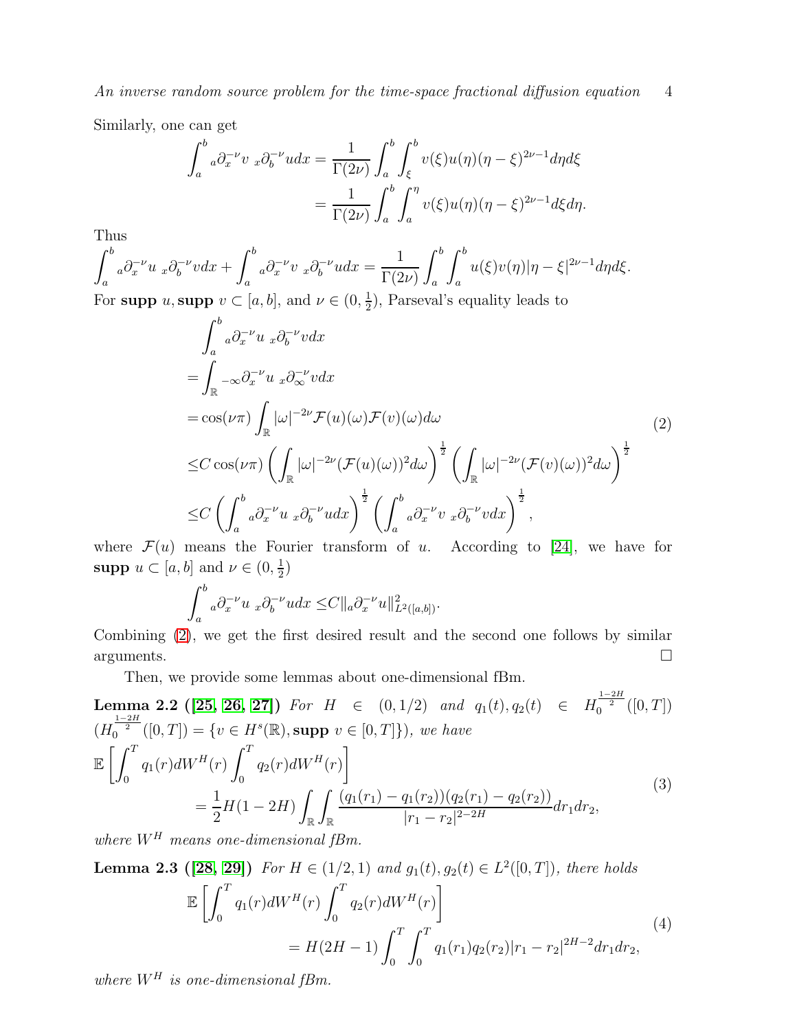Similarly, one can get

$$
\begin{aligned}
\int_a^b {}_a\partial_x^{-\nu} v \ {}_x\partial_b^{-\nu} u dx &= \frac{1}{\Gamma(2\nu)} \int_a^b \int_\xi^b v(\xi) u(\eta) (\eta - \xi)^{2\nu - 1} d\eta d\xi \\
&= \frac{1}{\Gamma(2\nu)} \int_a^b \int_a^\eta v(\xi) u(\eta) (\eta - \xi)^{2\nu - 1} d\xi d\eta.
\end{aligned}
$$

Thus

$$
\int_a^b {}_a\partial_x^{-\nu} u \ {}_x\partial_b^{-\nu} v dx + \int_a^b {}_a\partial_x^{-\nu} v \ {}_x\partial_b^{-\nu} u dx = \frac{1}{\Gamma(2\nu)} \int_a^b \int_a^b u(\xi) v(\eta) |\eta - \xi|^{2\nu - 1} d\eta d\xi.
$$

For **supp** $u$, **supp** $v \subset [a,b]$, and $\nu \in (0, \frac{1}{2})$, Parseval's equality leads to

$$
\begin{aligned}
&\int_a^b {}_a\partial_x^{-\nu} u \ {}_x\partial_b^{-\nu} v dx \\
=& \int_{\mathbb{R}} {}_{-\infty}\partial_x^{-\nu} u \ {}_x\partial_\infty^{-\nu} v dx \\
=& \cos(\nu\pi) \int_{\mathbb{R}} |\omega|^{-2\nu} \mathcal{F}(u)(\omega) \mathcal{F}(v)(\omega) d\omega \\
\leq& C \cos(\nu\pi) \left( \int_{\mathbb{R}} |\omega|^{-2\nu} (\mathcal{F}(u)(\omega))^2 d\omega \right)^{\frac{1}{2}} \left( \int_{\mathbb{R}} |\omega|^{-2\nu} (\mathcal{F}(v)(\omega))^2 d\omega \right)^{\frac{1}{2}} \\
\leq& C \left( \int_a^b {}_a\partial_x^{-\nu} u \ {}_x\partial_b^{-\nu} u dx \right)^{\frac{1}{2}} \left( \int_a^b {}_a\partial_x^{-\nu} v \ {}_x\partial_b^{-\nu} v dx \right)^{\frac{1}{2}},
\end{aligned} \tag{2}
$$

where $\mathcal{F}(u)$ means the Fourier transform of $u$. According to [24], we have for **supp** $u \subset [a,b]$ and $\nu \in (0, \frac{1}{2})$

$$
\int_a^b {}_a\partial_x^{-\nu} u \ {}_x\partial_b^{-\nu} u dx \leq C \|{}_a\partial_x^{-\nu} u\|^2_{L^2([a,b])}.
$$

Combining (2), we get the first desired result and the second one follows by similar arguments. □

Then, we provide some lemmas about one-dimensional fBm.

**Lemma 2.2 ([25, 26, 27])** *For $H \in (0, 1/2)$ and $q_1(t), q_2(t) \in H_0^{\frac{1-2H}{2}}([0,T])$ ($H_0^{\frac{1-2H}{2}}([0,T]) = \{v \in H^s(\mathbb{R}),$ **supp** $v \in [0,T]\}$), we have*

$$
\begin{aligned}
&\mathbb{E}\left[ \int_0^T q_1(r) dW^H(r) \int_0^T q_2(r) dW^H(r) \right] \\
&\qquad = \frac{1}{2} H(1 - 2H) \int_{\mathbb{R}} \int_{\mathbb{R}} \frac{(q_1(r_1) - q_1(r_2))(q_2(r_1) - q_2(r_2))}{|r_1 - r_2|^{2-2H}} dr_1 dr_2,
\end{aligned} \tag{3}
$$

*where $W^H$ means one-dimensional fBm.*

**Lemma 2.3 ([28, 29])** *For $H \in (1/2, 1)$ and $g_1(t), g_2(t) \in L^2([0,T])$, there holds*

$$
\begin{aligned}
&\mathbb{E}\left[ \int_0^T q_1(r) dW^H(r) \int_0^T q_2(r) dW^H(r) \right] \\
&\qquad = H(2H - 1) \int_0^T \int_0^T q_1(r_1) q_2(r_2) |r_1 - r_2|^{2H-2} dr_1 dr_2,
\end{aligned} \tag{4}
$$

*where $W^H$ is one-dimensional fBm.*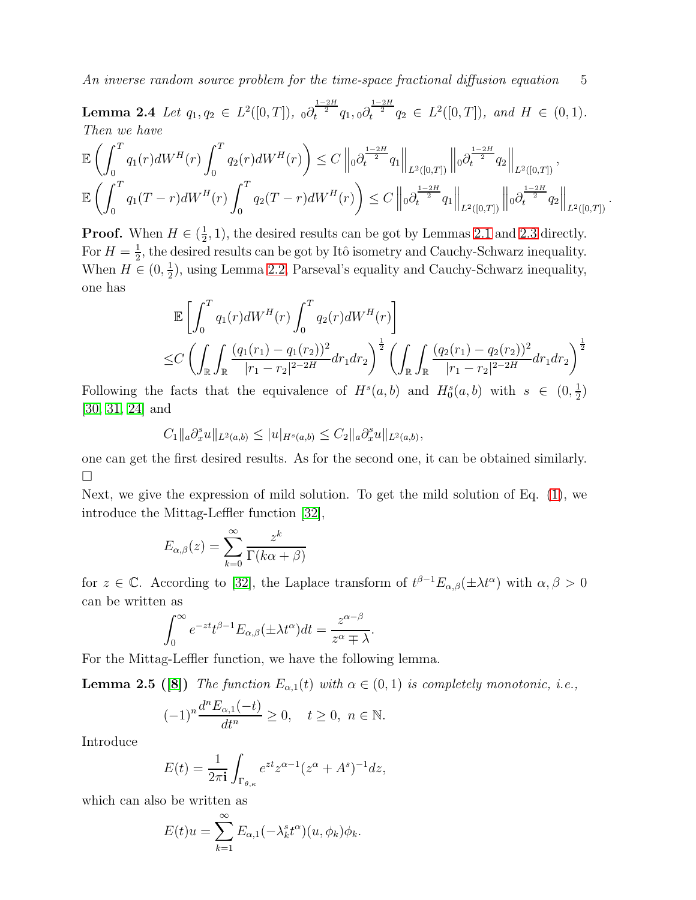**Lemma 2.4** *Let $q_1, q_2 \in L^2([0,T])$, ${}_0\partial_t^{\frac{1-2H}{2}} q_1, {}_0\partial_t^{\frac{1-2H}{2}} q_2 \in L^2([0,T])$, and $H \in (0,1)$. Then we have*

$$
\mathbb{E}\left(\int_0^T q_1(r)dW^H(r)\int_0^T q_2(r)dW^H(r)\right) \leq C\left\|{}_0\partial_t^{\frac{1-2H}{2}} q_1\right\|_{L^2([0,T])}\left\|{}_0\partial_t^{\frac{1-2H}{2}} q_2\right\|_{L^2([0,T])},
$$

$$
\mathbb{E}\left(\int_0^T q_1(T-r)dW^H(r)\int_0^T q_2(T-r)dW^H(r)\right) \leq C\left\|{}_0\partial_t^{\frac{1-2H}{2}} q_1\right\|_{L^2([0,T])}\left\|{}_0\partial_t^{\frac{1-2H}{2}} q_2\right\|_{L^2([0,T])}.
$$

**Proof.** When $H \in (\frac{1}{2}, 1)$, the desired results can be got by Lemmas 2.1 and 2.3 directly. For $H = \frac{1}{2}$, the desired results can be got by Itô isometry and Cauchy-Schwarz inequality. When $H \in (0, \frac{1}{2})$, using Lemma 2.2, Parseval's equality and Cauchy-Schwarz inequality, one has

$$
\begin{aligned}
&\mathbb{E}\left[\int_0^T q_1(r)dW^H(r)\int_0^T q_2(r)dW^H(r)\right]\\
\leq& C\left(\int_{\mathbb{R}}\int_{\mathbb{R}}\frac{(q_1(r_1)-q_1(r_2))^2}{|r_1-r_2|^{2-2H}}dr_1dr_2\right)^{\frac{1}{2}}\left(\int_{\mathbb{R}}\int_{\mathbb{R}}\frac{(q_2(r_1)-q_2(r_2))^2}{|r_1-r_2|^{2-2H}}dr_1dr_2\right)^{\frac{1}{2}}
\end{aligned}
$$

Following the facts that the equivalence of $H^s(a,b)$ and $H_0^s(a,b)$ with $s \in (0, \frac{1}{2})$ [30, 31, 24] and

$$
C_1\|{}_a\partial_x^s u\|_{L^2(a,b)} \leq |u|_{H^s(a,b)} \leq C_2\|{}_a\partial_x^s u\|_{L^2(a,b)},
$$

one can get the first desired results. As for the second one, it can be obtained similarly. □

Next, we give the expression of mild solution. To get the mild solution of Eq. (1), we introduce the Mittag-Leffler function [32],

$$
E_{\alpha,\beta}(z) = \sum_{k=0}^{\infty}\frac{z^k}{\Gamma(k\alpha+\beta)}
$$

for $z \in \mathbb{C}$. According to [32], the Laplace transform of $t^{\beta-1}E_{\alpha,\beta}(\pm\lambda t^\alpha)$ with $\alpha, \beta > 0$ can be written as

$$
\int_0^\infty e^{-zt}t^{\beta-1}E_{\alpha,\beta}(\pm\lambda t^\alpha)dt = \frac{z^{\alpha-\beta}}{z^\alpha \mp \lambda}.
$$

For the Mittag-Leffler function, we have the following lemma.

**Lemma 2.5 ([8])** *The function $E_{\alpha,1}(t)$ with $\alpha \in (0,1)$ is completely monotonic, i.e.,*

$$
(-1)^n\frac{d^nE_{\alpha,1}(-t)}{dt^n} \geq 0, \quad t \geq 0, \ n \in \mathbb{N}.
$$

Introduce

$$
E(t) = \frac{1}{2\pi\mathbf{i}}\int_{\Gamma_{\theta,\kappa}} e^{zt}z^{\alpha-1}(z^\alpha + A^s)^{-1}dz,
$$

which can also be written as

$$
E(t)u = \sum_{k=1}^{\infty}E_{\alpha,1}(-\lambda_k^s t^\alpha)(u,\phi_k)\phi_k.
$$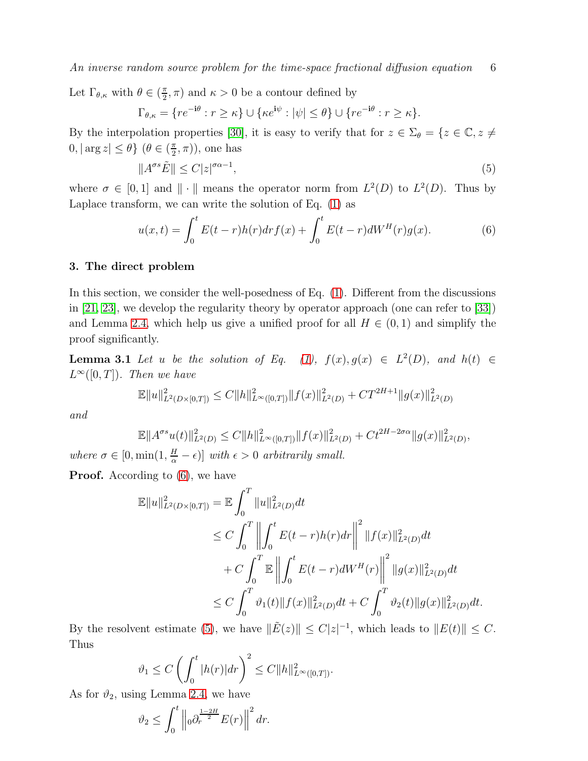Let $\Gamma_{\theta,\kappa}$ with $\theta \in (\frac{\pi}{2}, \pi)$ and $\kappa > 0$ be a contour defined by

$$\Gamma_{\theta,\kappa} = \{re^{-\mathbf{i}\theta} : r \geq \kappa\} \cup \{\kappa e^{\mathbf{i}\psi} : |\psi| \leq \theta\} \cup \{re^{-\mathbf{i}\theta} : r \geq \kappa\}.$$

By the interpolation properties [30], it is easy to verify that for $z \in \Sigma_\theta = \{z \in \mathbb{C}, z \neq 0, |\arg z| \leq \theta\}$ $(\theta \in (\frac{\pi}{2}, \pi))$, one has

$$\|A^{\sigma s}\tilde{E}\| \leq C|z|^{\sigma\alpha - 1}, \tag{5}$$

where $\sigma \in [0, 1]$ and $\|\cdot\|$ means the operator norm from $L^2(D)$ to $L^2(D)$. Thus by Laplace transform, we can write the solution of Eq. (1) as

$$u(x,t) = \int_0^t E(t-r)h(r)dr f(x) + \int_0^t E(t-r)dW^H(r)g(x). \tag{6}$$

## 3. The direct problem

In this section, we consider the well-posedness of Eq. (1). Different from the discussions in [21, 23], we develop the regularity theory by operator approach (one can refer to [33]) and Lemma 2.4, which help us give a unified proof for all $H \in (0, 1)$ and simplify the proof significantly.

**Lemma 3.1** *Let $u$ be the solution of Eq. (1), $f(x), g(x) \in L^2(D)$, and $h(t) \in L^\infty([0, T])$. Then we have*

$$\mathbb{E}\|u\|^2_{L^2(D\times[0,T])} \leq C\|h\|^2_{L^\infty([0,T])}\|f(x)\|^2_{L^2(D)} + CT^{2H+1}\|g(x)\|^2_{L^2(D)}$$

*and*

$$\mathbb{E}\|A^{\sigma s}u(t)\|^2_{L^2(D)} \leq C\|h\|^2_{L^\infty([0,T])}\|f(x)\|^2_{L^2(D)} + Ct^{2H-2\sigma\alpha}\|g(x)\|^2_{L^2(D)},$$

*where $\sigma \in [0, \min(1, \frac{H}{\alpha} - \epsilon)]$ with $\epsilon > 0$ arbitrarily small.*

**Proof.** According to (6), we have

$$\begin{aligned}
\mathbb{E}\|u\|^2_{L^2(D\times[0,T])} &= \mathbb{E}\int_0^T \|u\|^2_{L^2(D)}dt \\
&\leq C\int_0^T \left\|\int_0^t E(t-r)h(r)dr\right\|^2 \|f(x)\|^2_{L^2(D)}dt \\
&\quad + C\int_0^T \mathbb{E}\left\|\int_0^t E(t-r)dW^H(r)\right\|^2 \|g(x)\|^2_{L^2(D)}dt \\
&\leq C\int_0^T \vartheta_1(t)\|f(x)\|^2_{L^2(D)}dt + C\int_0^T \vartheta_2(t)\|g(x)\|^2_{L^2(D)}dt.
\end{aligned}$$

By the resolvent estimate (5), we have $\|\tilde{E}(z)\| \leq C|z|^{-1}$, which leads to $\|E(t)\| \leq C$. Thus

$$\vartheta_1 \leq C\left(\int_0^t |h(r)|dr\right)^2 \leq C\|h\|^2_{L^\infty([0,T])}.$$

As for $\vartheta_2$, using Lemma 2.4, we have

$$\vartheta_2 \leq \int_0^t \left\|{}_0\partial_r^{\frac{1-2H}{2}}E(r)\right\|^2 dr.$$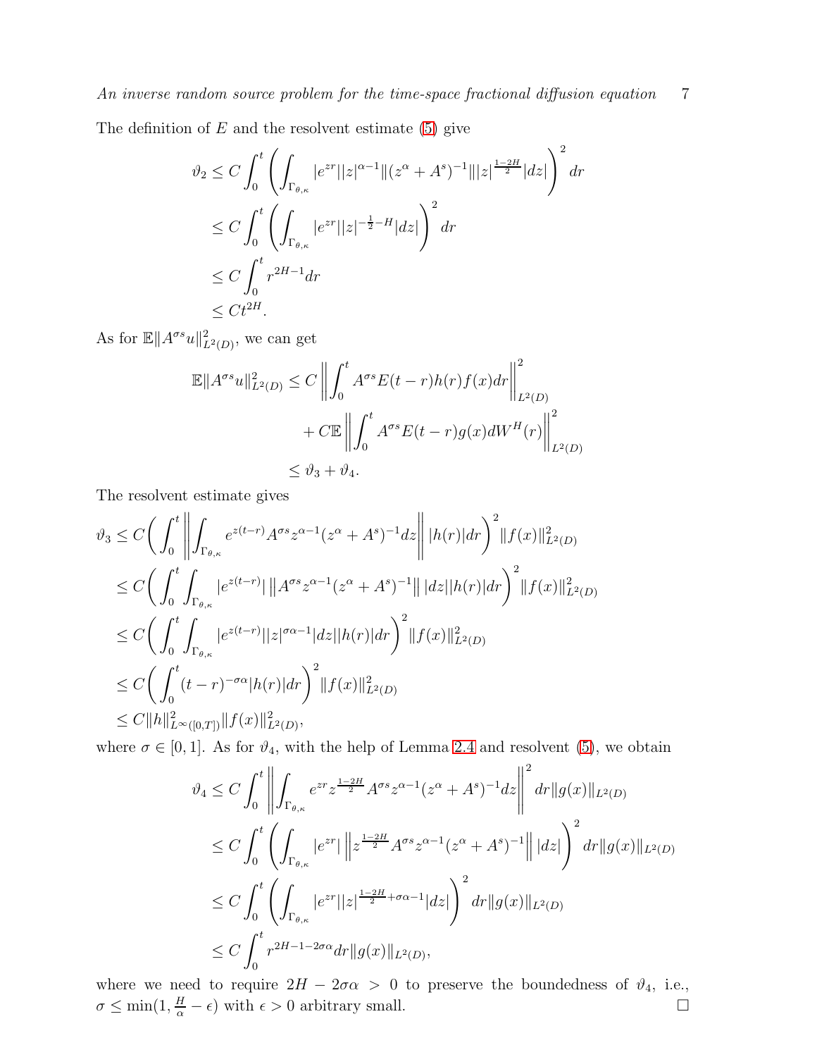The definition of $E$ and the resolvent estimate (5) give

$$
\begin{aligned}
\vartheta_2 &\leq C \int_0^t \left( \int_{\Gamma_{\theta,\kappa}} |e^{zr}||z|^{\alpha-1} \|(z^\alpha + A^s)^{-1}\| |z|^{\frac{1-2H}{2}} |dz| \right)^2 dr \\
&\leq C \int_0^t \left( \int_{\Gamma_{\theta,\kappa}} |e^{zr}||z|^{-\frac{1}{2}-H} |dz| \right)^2 dr \\
&\leq C \int_0^t r^{2H-1} dr \\
&\leq C t^{2H}.
\end{aligned}
$$

As for $\mathbb{E}\|A^{\sigma s} u\|^2_{L^2(D)}$, we can get

$$
\begin{aligned}
\mathbb{E}\|A^{\sigma s} u\|^2_{L^2(D)} &\leq C \left\| \int_0^t A^{\sigma s} E(t-r) h(r) f(x) dr \right\|^2_{L^2(D)} \\
&\quad + C\mathbb{E} \left\| \int_0^t A^{\sigma s} E(t-r) g(x) dW^H(r) \right\|^2_{L^2(D)} \\
&\leq \vartheta_3 + \vartheta_4.
\end{aligned}
$$

The resolvent estimate gives

$$
\begin{aligned}
\vartheta_3 &\leq C \bigg( \int_0^t \left\| \int_{\Gamma_{\theta,\kappa}} e^{z(t-r)} A^{\sigma s} z^{\alpha-1} (z^\alpha + A^s)^{-1} dz \right\| |h(r)| dr \bigg)^2 \|f(x)\|^2_{L^2(D)} \\
&\leq C \bigg( \int_0^t \int_{\Gamma_{\theta,\kappa}} |e^{z(t-r)}| \left\| A^{\sigma s} z^{\alpha-1} (z^\alpha + A^s)^{-1} \right\| |dz| |h(r)| dr \bigg)^2 \|f(x)\|^2_{L^2(D)} \\
&\leq C \bigg( \int_0^t \int_{\Gamma_{\theta,\kappa}} |e^{z(t-r)}| |z|^{\sigma\alpha-1} |dz| |h(r)| dr \bigg)^2 \|f(x)\|^2_{L^2(D)} \\
&\leq C \bigg( \int_0^t (t-r)^{-\sigma\alpha} |h(r)| dr \bigg)^2 \|f(x)\|^2_{L^2(D)} \\
&\leq C \|h\|^2_{L^\infty([0,T])} \|f(x)\|^2_{L^2(D)},
\end{aligned}
$$

where $\sigma \in [0,1]$. As for $\vartheta_4$, with the help of Lemma 2.4 and resolvent (5), we obtain

$$
\begin{aligned}
\vartheta_4 &\leq C \int_0^t \left\| \int_{\Gamma_{\theta,\kappa}} e^{zr} z^{\frac{1-2H}{2}} A^{\sigma s} z^{\alpha-1} (z^\alpha + A^s)^{-1} dz \right\|^2 dr \|g(x)\|_{L^2(D)} \\
&\leq C \int_0^t \left( \int_{\Gamma_{\theta,\kappa}} |e^{zr}| \left\| z^{\frac{1-2H}{2}} A^{\sigma s} z^{\alpha-1} (z^\alpha + A^s)^{-1} \right\| |dz| \right)^2 dr \|g(x)\|_{L^2(D)} \\
&\leq C \int_0^t \left( \int_{\Gamma_{\theta,\kappa}} |e^{zr}| |z|^{\frac{1-2H}{2} + \sigma\alpha - 1} |dz| \right)^2 dr \|g(x)\|_{L^2(D)} \\
&\leq C \int_0^t r^{2H-1-2\sigma\alpha} dr \|g(x)\|_{L^2(D)},
\end{aligned}
$$

where we need to require $2H - 2\sigma\alpha > 0$ to preserve the boundedness of $\vartheta_4$, i.e., $\sigma \leq \min(1, \frac{H}{\alpha} - \epsilon)$ with $\epsilon > 0$ arbitrary small. $\square$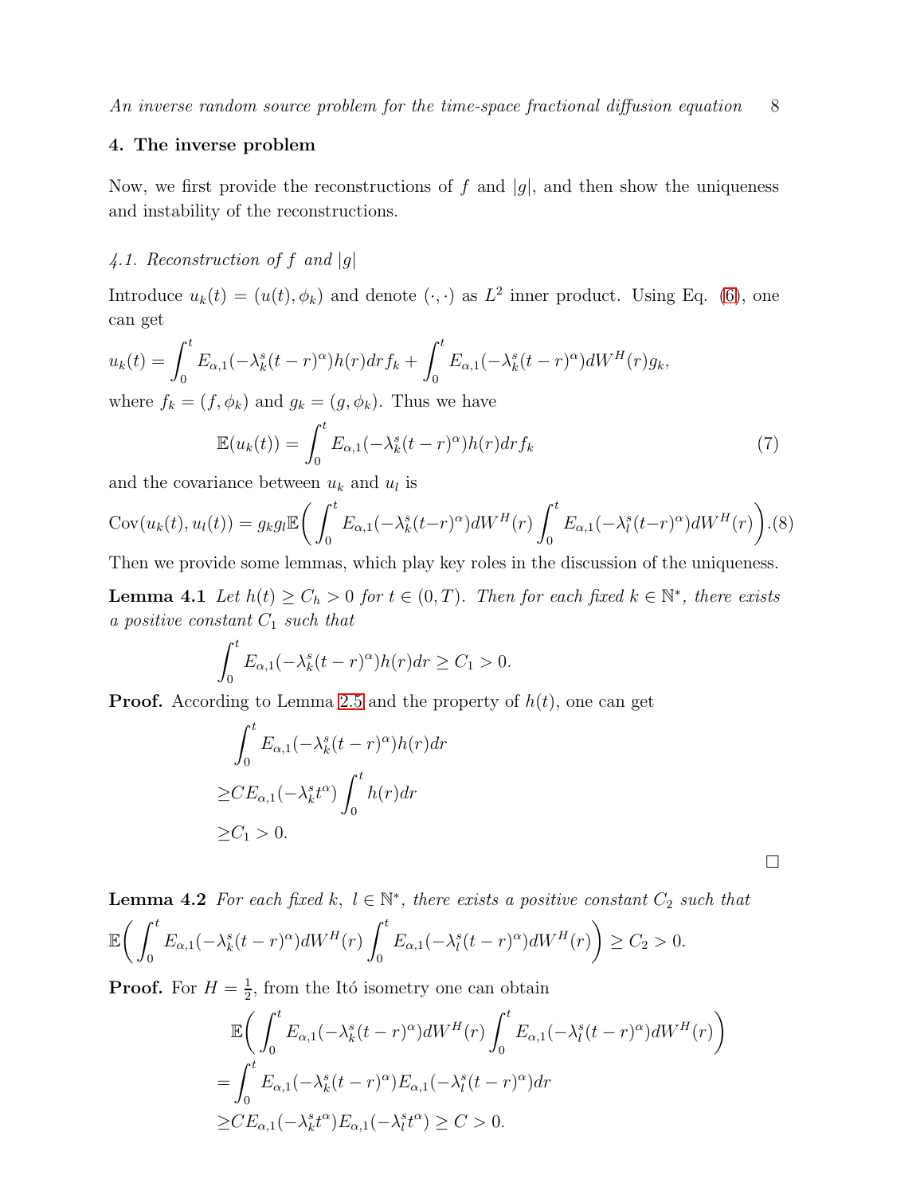## 4. The inverse problem

Now, we first provide the reconstructions of $f$ and $|g|$, and then show the uniqueness and instability of the reconstructions.

### 4.1. Reconstruction of $f$ and $|g|$

Introduce $u_k(t) = (u(t), \phi_k)$ and denote $(\cdot, \cdot)$ as $L^2$ inner product. Using Eq. (6), one can get

$$u_k(t) = \int_0^t E_{\alpha,1}(-\lambda_k^s(t-r)^\alpha)h(r)dr f_k + \int_0^t E_{\alpha,1}(-\lambda_k^s(t-r)^\alpha)dW^H(r) g_k,$$

where $f_k = (f, \phi_k)$ and $g_k = (g, \phi_k)$. Thus we have

$$\mathbb{E}(u_k(t)) = \int_0^t E_{\alpha,1}(-\lambda_k^s(t-r)^\alpha)h(r)dr f_k \tag{7}$$

and the covariance between $u_k$ and $u_l$ is

$$\mathrm{Cov}(u_k(t), u_l(t)) = g_k g_l \mathbb{E}\bigg(\int_0^t E_{\alpha,1}(-\lambda_k^s(t-r)^\alpha)dW^H(r)\int_0^t E_{\alpha,1}(-\lambda_l^s(t-r)^\alpha)dW^H(r)\bigg). \tag{8}$$

Then we provide some lemmas, which play key roles in the discussion of the uniqueness.

**Lemma 4.1** *Let $h(t) \geq C_h > 0$ for $t \in (0, T)$. Then for each fixed $k \in \mathbb{N}^*$, there exists a positive constant $C_1$ such that*

$$\int_0^t E_{\alpha,1}(-\lambda_k^s(t-r)^\alpha)h(r)dr \geq C_1 > 0.$$

**Proof.** According to Lemma 2.5 and the property of $h(t)$, one can get

$$\begin{aligned}
&\int_0^t E_{\alpha,1}(-\lambda_k^s(t-r)^\alpha)h(r)dr \\
\geq & C E_{\alpha,1}(-\lambda_k^s t^\alpha)\int_0^t h(r)dr \\
\geq & C_1 > 0.
\end{aligned}$$

□

**Lemma 4.2** *For each fixed $k$, $l \in \mathbb{N}^*$, there exists a positive constant $C_2$ such that*

$$\mathbb{E}\bigg(\int_0^t E_{\alpha,1}(-\lambda_k^s(t-r)^\alpha)dW^H(r)\int_0^t E_{\alpha,1}(-\lambda_l^s(t-r)^\alpha)dW^H(r)\bigg) \geq C_2 > 0.$$

**Proof.** For $H = \frac{1}{2}$, from the Itó isometry one can obtain

$$\begin{aligned}
&\mathbb{E}\bigg(\int_0^t E_{\alpha,1}(-\lambda_k^s(t-r)^\alpha)dW^H(r)\int_0^t E_{\alpha,1}(-\lambda_l^s(t-r)^\alpha)dW^H(r)\bigg) \\
=&\int_0^t E_{\alpha,1}(-\lambda_k^s(t-r)^\alpha)E_{\alpha,1}(-\lambda_l^s(t-r)^\alpha)dr \\
\geq & C E_{\alpha,1}(-\lambda_k^s t^\alpha)E_{\alpha,1}(-\lambda_l^s t^\alpha) \geq C > 0.
\end{aligned}$$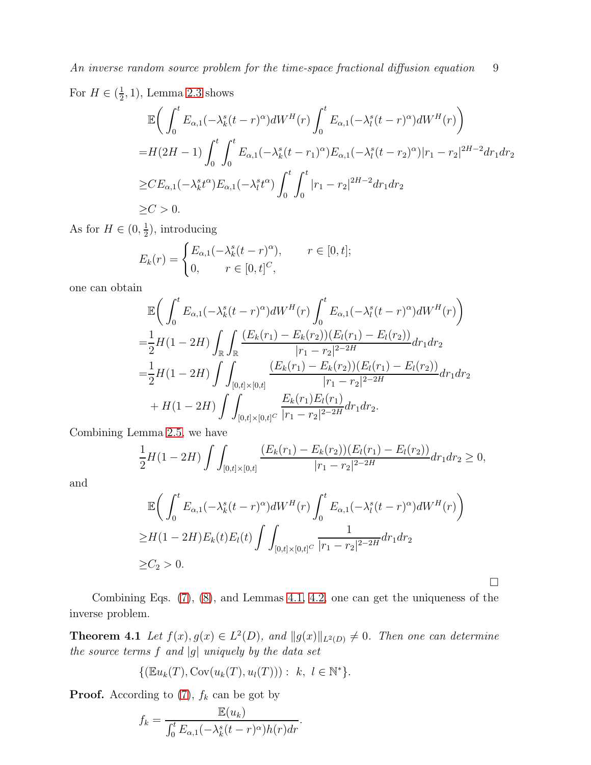For $H \in (\frac{1}{2}, 1)$, Lemma 2.3 shows

$$
\begin{aligned}
&\mathbb{E}\bigg( \int_0^t E_{\alpha,1}(-\lambda_k^s (t-r)^\alpha) dW^H(r) \int_0^t E_{\alpha,1}(-\lambda_l^s (t-r)^\alpha) dW^H(r) \bigg) \\
=& H(2H-1) \int_0^t \int_0^t E_{\alpha,1}(-\lambda_k^s (t-r_1)^\alpha) E_{\alpha,1}(-\lambda_l^s (t-r_2)^\alpha) |r_1 - r_2|^{2H-2} dr_1 dr_2 \\
\geq& C E_{\alpha,1}(-\lambda_k^s t^\alpha) E_{\alpha,1}(-\lambda_l^s t^\alpha) \int_0^t \int_0^t |r_1 - r_2|^{2H-2} dr_1 dr_2 \\
\geq& C > 0.
\end{aligned}
$$

As for $H \in (0, \frac{1}{2})$, introducing

$$
E_k(r) = \begin{cases} E_{\alpha,1}(-\lambda_k^s (t-r)^\alpha), & r \in [0,t]; \\ 0, & r \in [0,t]^C, \end{cases}
$$

one can obtain

$$
\begin{aligned}
&\mathbb{E}\bigg( \int_0^t E_{\alpha,1}(-\lambda_k^s (t-r)^\alpha) dW^H(r) \int_0^t E_{\alpha,1}(-\lambda_l^s (t-r)^\alpha) dW^H(r) \bigg) \\
=& \frac{1}{2} H(1-2H) \int_{\mathbb{R}} \int_{\mathbb{R}} \frac{(E_k(r_1) - E_k(r_2))(E_l(r_1) - E_l(r_2))}{|r_1 - r_2|^{2-2H}} dr_1 dr_2 \\
=& \frac{1}{2} H(1-2H) \int\int_{[0,t]\times[0,t]} \frac{(E_k(r_1) - E_k(r_2))(E_l(r_1) - E_l(r_2))}{|r_1 - r_2|^{2-2H}} dr_1 dr_2 \\
&+ H(1-2H) \int\int_{[0,t]\times[0,t]^C} \frac{E_k(r_1) E_l(r_1)}{|r_1 - r_2|^{2-2H}} dr_1 dr_2.
\end{aligned}
$$

Combining Lemma 2.5, we have

$$
\frac{1}{2} H(1-2H) \int\int_{[0,t]\times[0,t]} \frac{(E_k(r_1) - E_k(r_2))(E_l(r_1) - E_l(r_2))}{|r_1 - r_2|^{2-2H}} dr_1 dr_2 \geq 0,
$$

and

$$
\begin{aligned}
&\mathbb{E}\bigg( \int_0^t E_{\alpha,1}(-\lambda_k^s (t-r)^\alpha) dW^H(r) \int_0^t E_{\alpha,1}(-\lambda_l^s (t-r)^\alpha) dW^H(r) \bigg) \\
\geq& H(1-2H) E_k(t) E_l(t) \int\int_{[0,t]\times[0,t]^C} \frac{1}{|r_1 - r_2|^{2-2H}} dr_1 dr_2 \\
\geq& C_2 > 0.
\end{aligned}
$$

□

Combining Eqs. (7), (8), and Lemmas 4.1, 4.2, one can get the uniqueness of the inverse problem.

**Theorem 4.1** *Let $f(x), g(x) \in L^2(D)$, and $\|g(x)\|_{L^2(D)} \neq 0$. Then one can determine the source terms $f$ and $|g|$ uniquely by the data set*

$$
\{(\mathbb{E}u_k(T), \mathrm{Cov}(u_k(T), u_l(T))) : \ k, \ l \in \mathbb{N}^*\}.
$$

**Proof.** According to (7), $f_k$ can be got by

$$
f_k = \frac{\mathbb{E}(u_k)}{\int_0^t E_{\alpha,1}(-\lambda_k^s (t-r)^\alpha) h(r) dr}.
$$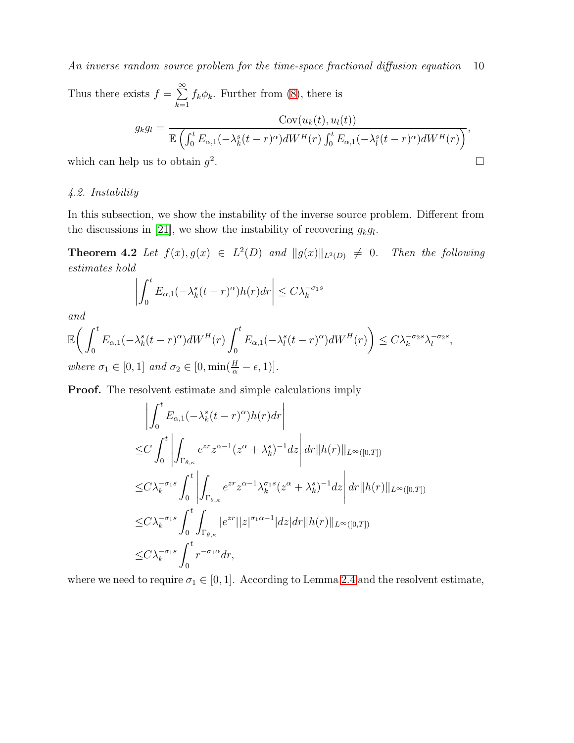Thus there exists $f = \sum_{k=1}^{\infty} f_k \phi_k$. Further from (8), there is

$$g_k g_l = \frac{\mathrm{Cov}(u_k(t), u_l(t))}{\mathbb{E}\left(\int_0^t E_{\alpha,1}(-\lambda_k^s (t-r)^\alpha) dW^H(r) \int_0^t E_{\alpha,1}(-\lambda_l^s (t-r)^\alpha) dW^H(r)\right)},$$

which can help us to obtain $g^2$. $\square$

### 4.2. Instability

In this subsection, we show the instability of the inverse source problem. Different from the discussions in [21], we show the instability of recovering $g_k g_l$.

**Theorem 4.2** *Let $f(x), g(x) \in L^2(D)$ and $\|g(x)\|_{L^2(D)} \neq 0$. Then the following estimates hold*

$$\left| \int_0^t E_{\alpha,1}(-\lambda_k^s (t-r)^\alpha) h(r) dr \right| \leq C \lambda_k^{-\sigma_1 s}$$

*and*

$$\mathbb{E}\bigg( \int_0^t E_{\alpha,1}(-\lambda_k^s (t-r)^\alpha) dW^H(r) \int_0^t E_{\alpha,1}(-\lambda_l^s (t-r)^\alpha) dW^H(r) \bigg) \leq C \lambda_k^{-\sigma_2 s} \lambda_l^{-\sigma_2 s},$$

*where $\sigma_1 \in [0, 1]$ and $\sigma_2 \in [0, \min(\frac{H}{\alpha} - \epsilon, 1)]$.*

**Proof.** The resolvent estimate and simple calculations imply

$$\begin{aligned}
&\left| \int_0^t E_{\alpha,1}(-\lambda_k^s (t-r)^\alpha) h(r) dr \right| \\
\leq & C \int_0^t \left| \int_{\Gamma_{\theta,\kappa}} e^{zr} z^{\alpha-1} (z^\alpha + \lambda_k^s)^{-1} dz \right| dr \|h(r)\|_{L^\infty([0,T])} \\
\leq & C \lambda_k^{-\sigma_1 s} \int_0^t \left| \int_{\Gamma_{\theta,\kappa}} e^{zr} z^{\alpha-1} \lambda_k^{\sigma_1 s} (z^\alpha + \lambda_k^s)^{-1} dz \right| dr \|h(r)\|_{L^\infty([0,T])} \\
\leq & C \lambda_k^{-\sigma_1 s} \int_0^t \int_{\Gamma_{\theta,\kappa}} |e^{zr}| |z|^{\sigma_1 \alpha - 1} |dz| dr \|h(r)\|_{L^\infty([0,T])} \\
\leq & C \lambda_k^{-\sigma_1 s} \int_0^t r^{-\sigma_1 \alpha} dr,
\end{aligned}$$

where we need to require $\sigma_1 \in [0, 1]$. According to Lemma 2.4 and the resolvent estimate,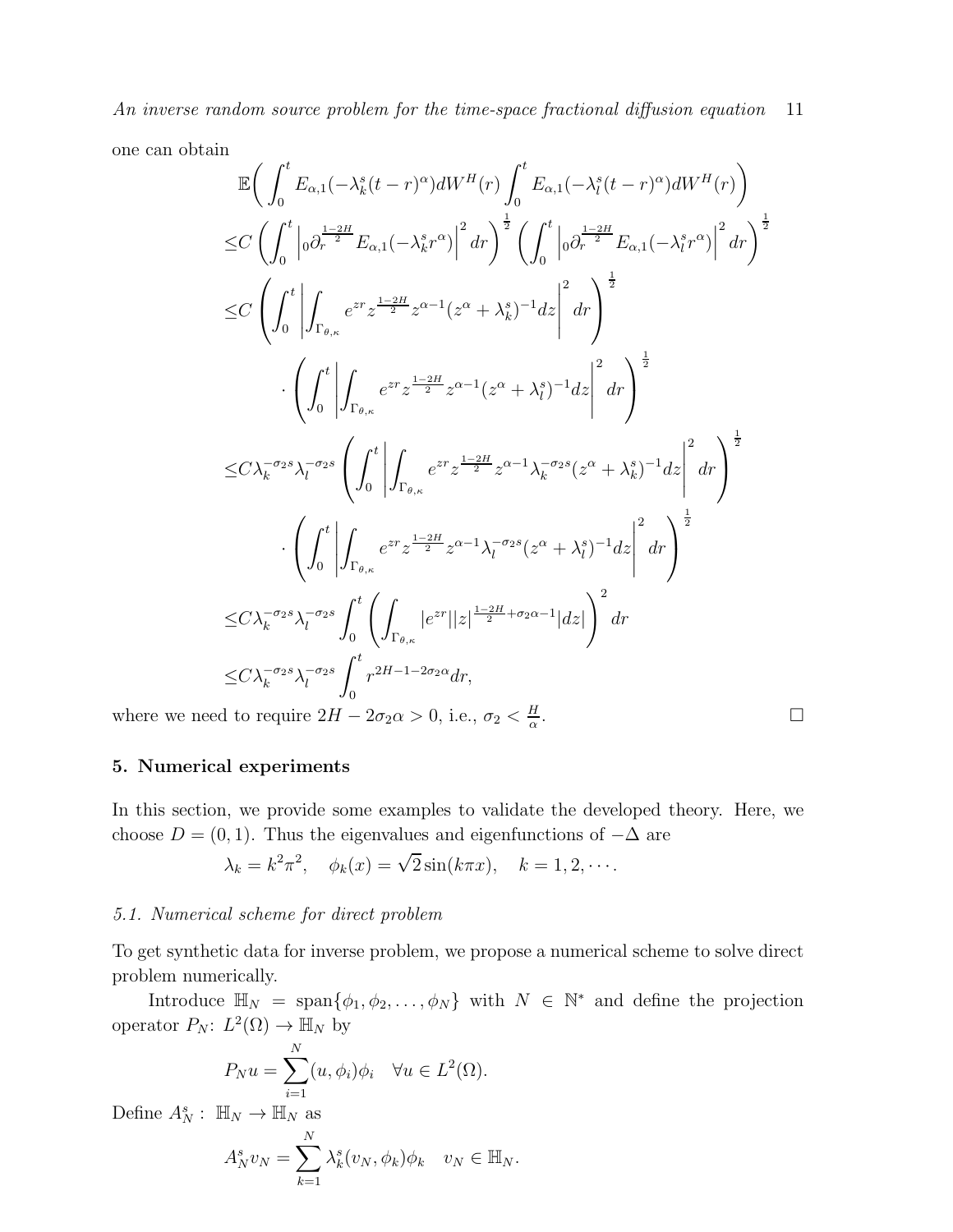one can obtain

$$
\begin{aligned}
&\mathbb{E}\bigg( \int_0^t E_{\alpha,1}(-\lambda_k^s(t-r)^\alpha) dW^H(r) \int_0^t E_{\alpha,1}(-\lambda_l^s(t-r)^\alpha) dW^H(r) \bigg) \\
\leq & C \left( \int_0^t \left| {}_0\partial_r^{\frac{1-2H}{2}} E_{\alpha,1}(-\lambda_k^s r^\alpha) \right|^2 dr \right)^{\frac{1}{2}} \left( \int_0^t \left| {}_0\partial_r^{\frac{1-2H}{2}} E_{\alpha,1}(-\lambda_l^s r^\alpha) \right|^2 dr \right)^{\frac{1}{2}} \\
\leq & C \left( \int_0^t \left| \int_{\Gamma_{\theta,\kappa}} e^{zr} z^{\frac{1-2H}{2}} z^{\alpha-1} (z^\alpha + \lambda_k^s)^{-1} dz \right|^2 dr \right)^{\frac{1}{2}} \\
& \cdot \left( \int_0^t \left| \int_{\Gamma_{\theta,\kappa}} e^{zr} z^{\frac{1-2H}{2}} z^{\alpha-1} (z^\alpha + \lambda_l^s)^{-1} dz \right|^2 dr \right)^{\frac{1}{2}} \\
\leq & C \lambda_k^{-\sigma_2 s} \lambda_l^{-\sigma_2 s} \left( \int_0^t \left| \int_{\Gamma_{\theta,\kappa}} e^{zr} z^{\frac{1-2H}{2}} z^{\alpha-1} \lambda_k^{-\sigma_2 s} (z^\alpha + \lambda_k^s)^{-1} dz \right|^2 dr \right)^{\frac{1}{2}} \\
& \cdot \left( \int_0^t \left| \int_{\Gamma_{\theta,\kappa}} e^{zr} z^{\frac{1-2H}{2}} z^{\alpha-1} \lambda_l^{-\sigma_2 s} (z^\alpha + \lambda_l^s)^{-1} dz \right|^2 dr \right)^{\frac{1}{2}} \\
\leq & C \lambda_k^{-\sigma_2 s} \lambda_l^{-\sigma_2 s} \int_0^t \left( \int_{\Gamma_{\theta,\kappa}} |e^{zr}| |z|^{\frac{1-2H}{2} + \sigma_2 \alpha - 1} |dz| \right)^2 dr \\
\leq & C \lambda_k^{-\sigma_2 s} \lambda_l^{-\sigma_2 s} \int_0^t r^{2H-1-2\sigma_2 \alpha} dr,
\end{aligned}
$$

where we need to require $2H - 2\sigma_2\alpha > 0$, i.e., $\sigma_2 < \frac{H}{\alpha}$. □

## 5. Numerical experiments

In this section, we provide some examples to validate the developed theory. Here, we choose $D = (0, 1)$. Thus the eigenvalues and eigenfunctions of $-\Delta$ are

$$
\lambda_k = k^2\pi^2, \quad \phi_k(x) = \sqrt{2}\sin(k\pi x), \quad k = 1, 2, \cdots.
$$

### *5.1. Numerical scheme for direct problem*

To get synthetic data for inverse problem, we propose a numerical scheme to solve direct problem numerically.

Introduce $\mathbb{H}_N = \text{span}\{\phi_1, \phi_2, \ldots, \phi_N\}$ with $N \in \mathbb{N}^*$ and define the projection operator $P_N$: $L^2(\Omega) \to \mathbb{H}_N$ by

$$
P_N u = \sum_{i=1}^{N} (u, \phi_i)\phi_i \quad \forall u \in L^2(\Omega).
$$

Define $A_N^s: \ \mathbb{H}_N \to \mathbb{H}_N$ as

$$
A_N^s v_N = \sum_{k=1}^{N} \lambda_k^s (v_N, \phi_k)\phi_k \quad v_N \in \mathbb{H}_N.
$$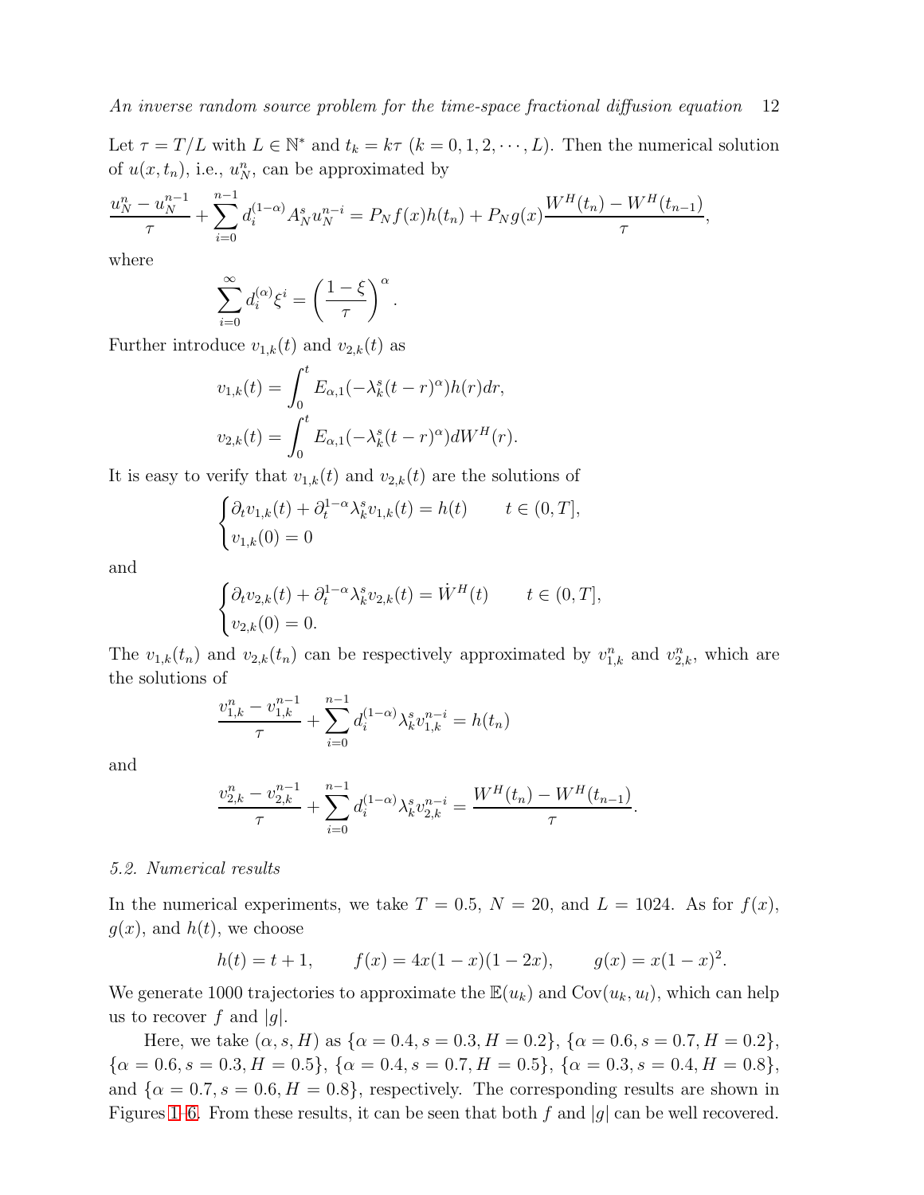Let $\tau = T/L$ with $L \in \mathbb{N}^*$ and $t_k = k\tau$ $(k = 0, 1, 2, \cdots, L)$. Then the numerical solution of $u(x, t_n)$, i.e., $u_N^n$, can be approximated by

$$\frac{u_N^n - u_N^{n-1}}{\tau} + \sum_{i=0}^{n-1} d_i^{(1-\alpha)} A_N^s u_N^{n-i} = P_N f(x) h(t_n) + P_N g(x) \frac{W^H(t_n) - W^H(t_{n-1})}{\tau},$$

where

$$\sum_{i=0}^{\infty} d_i^{(\alpha)} \xi^i = \left( \frac{1-\xi}{\tau} \right)^{\alpha}.$$

Further introduce $v_{1,k}(t)$ and $v_{2,k}(t)$ as

$$v_{1,k}(t) = \int_0^t E_{\alpha,1}(-\lambda_k^s (t-r)^{\alpha}) h(r) dr,$$
$$v_{2,k}(t) = \int_0^t E_{\alpha,1}(-\lambda_k^s (t-r)^{\alpha}) dW^H(r).$$

It is easy to verify that $v_{1,k}(t)$ and $v_{2,k}(t)$ are the solutions of

$$\begin{cases} \partial_t v_{1,k}(t) + \partial_t^{1-\alpha} \lambda_k^s v_{1,k}(t) = h(t) \qquad t \in (0, T], \\ v_{1,k}(0) = 0 \end{cases}$$

and

$$\begin{cases} \partial_t v_{2,k}(t) + \partial_t^{1-\alpha} \lambda_k^s v_{2,k}(t) = \dot{W}^H(t) \qquad t \in (0, T], \\ v_{2,k}(0) = 0. \end{cases}$$

The $v_{1,k}(t_n)$ and $v_{2,k}(t_n)$ can be respectively approximated by $v_{1,k}^n$ and $v_{2,k}^n$, which are the solutions of

$$\frac{v_{1,k}^n - v_{1,k}^{n-1}}{\tau} + \sum_{i=0}^{n-1} d_i^{(1-\alpha)} \lambda_k^s v_{1,k}^{n-i} = h(t_n)$$

and

$$\frac{v_{2,k}^n - v_{2,k}^{n-1}}{\tau} + \sum_{i=0}^{n-1} d_i^{(1-\alpha)} \lambda_k^s v_{2,k}^{n-i} = \frac{W^H(t_n) - W^H(t_{n-1})}{\tau}.$$

### *5.2. Numerical results*

In the numerical experiments, we take $T = 0.5$, $N = 20$, and $L = 1024$. As for $f(x)$, $g(x)$, and $h(t)$, we choose

$$h(t) = t + 1, \qquad f(x) = 4x(1-x)(1-2x), \qquad g(x) = x(1-x)^2.$$

We generate 1000 trajectories to approximate the $\mathbb{E}(u_k)$ and $\mathrm{Cov}(u_k, u_l)$, which can help us to recover $f$ and $|g|$.

Here, we take $(\alpha, s, H)$ as $\{\alpha = 0.4, s = 0.3, H = 0.2\}$, $\{\alpha = 0.6, s = 0.7, H = 0.2\}$, $\{\alpha = 0.6, s = 0.3, H = 0.5\}$, $\{\alpha = 0.4, s = 0.7, H = 0.5\}$, $\{\alpha = 0.3, s = 0.4, H = 0.8\}$, and $\{\alpha = 0.7, s = 0.6, H = 0.8\}$, respectively. The corresponding results are shown in Figures 1–6. From these results, it can be seen that both $f$ and $|g|$ can be well recovered.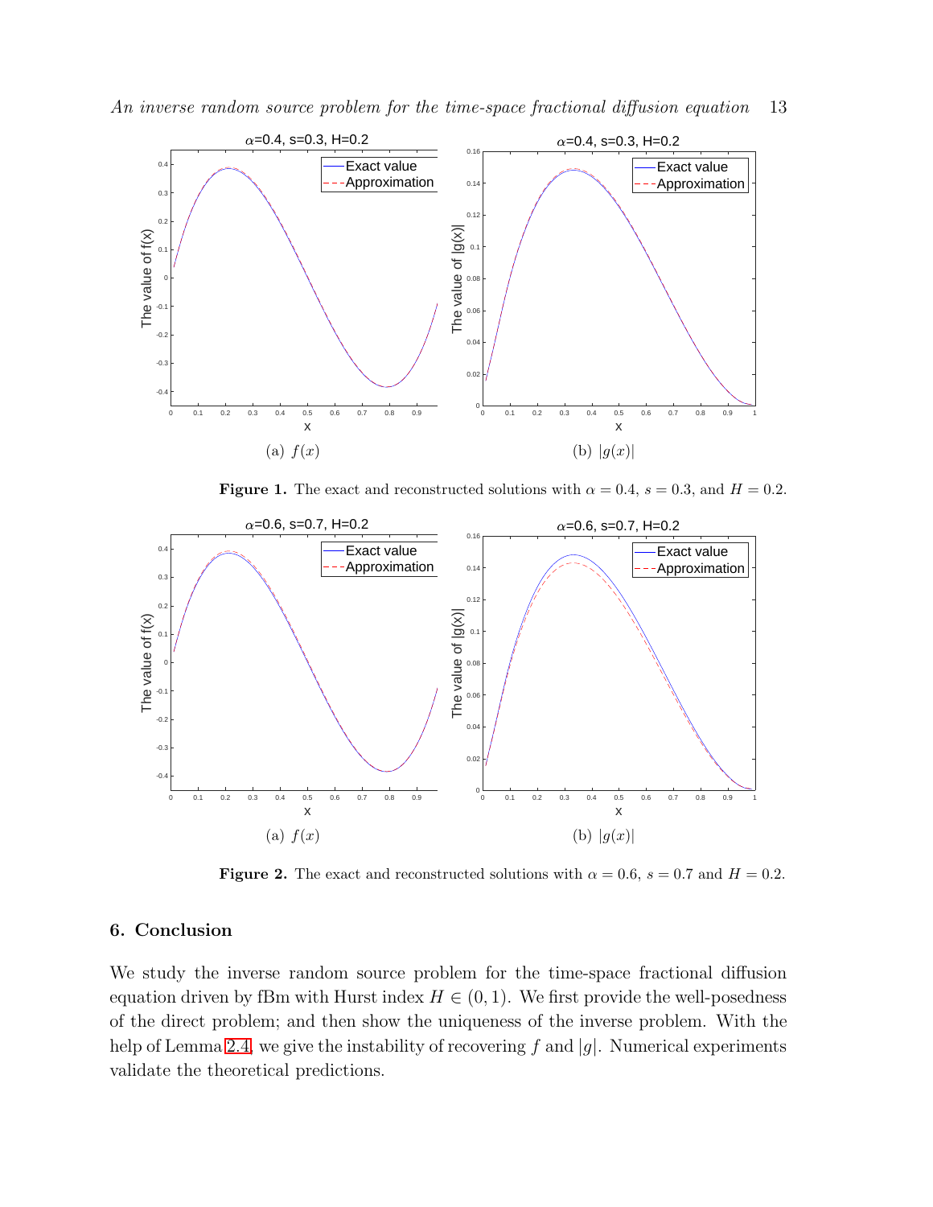(a) $f(x)$

(b) $|g(x)|$

**Figure 1.** The exact and reconstructed solutions with $\alpha = 0.4$, $s = 0.3$, and $H = 0.2$.

(a) $f(x)$

(b) $|g(x)|$

**Figure 2.** The exact and reconstructed solutions with $\alpha = 0.6$, $s = 0.7$ and $H = 0.2$.

## 6. Conclusion

We study the inverse random source problem for the time-space fractional diffusion equation driven by fBm with Hurst index $H \in (0, 1)$. We first provide the well-posedness of the direct problem; and then show the uniqueness of the inverse problem. With the help of Lemma 2.4, we give the instability of recovering $f$ and $|g|$. Numerical experiments validate the theoretical predictions.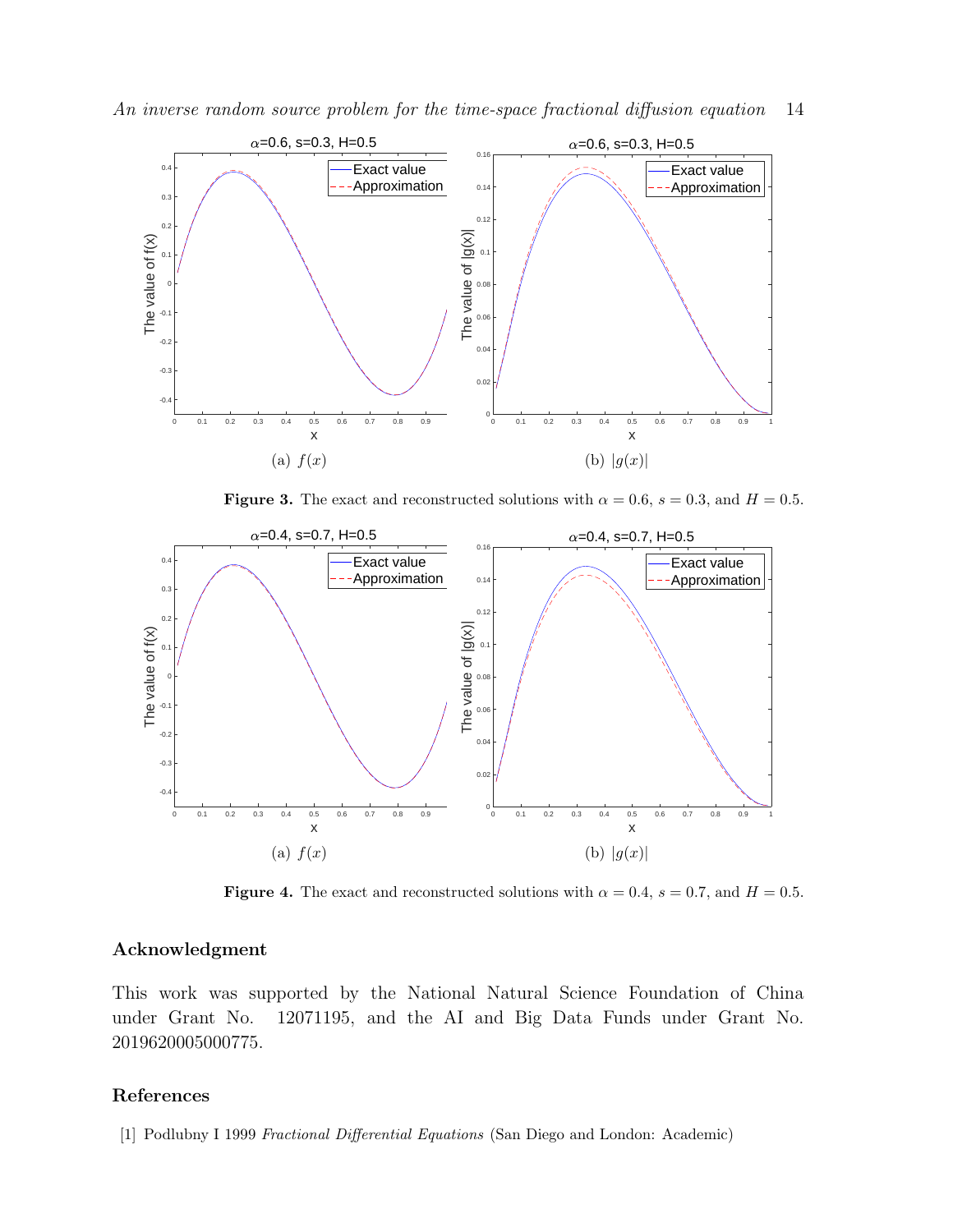(a) $f(x)$

(b) $|g(x)|$

**Figure 3.** The exact and reconstructed solutions with $\alpha = 0.6$, $s = 0.3$, and $H = 0.5$.

(a) $f(x)$

(b) $|g(x)|$

**Figure 4.** The exact and reconstructed solutions with $\alpha = 0.4$, $s = 0.7$, and $H = 0.5$.

## Acknowledgment

This work was supported by the National Natural Science Foundation of China under Grant No. 12071195, and the AI and Big Data Funds under Grant No. 2019620005000775.

## References

[1] Podlubny I 1999 *Fractional Differential Equations* (San Diego and London: Academic)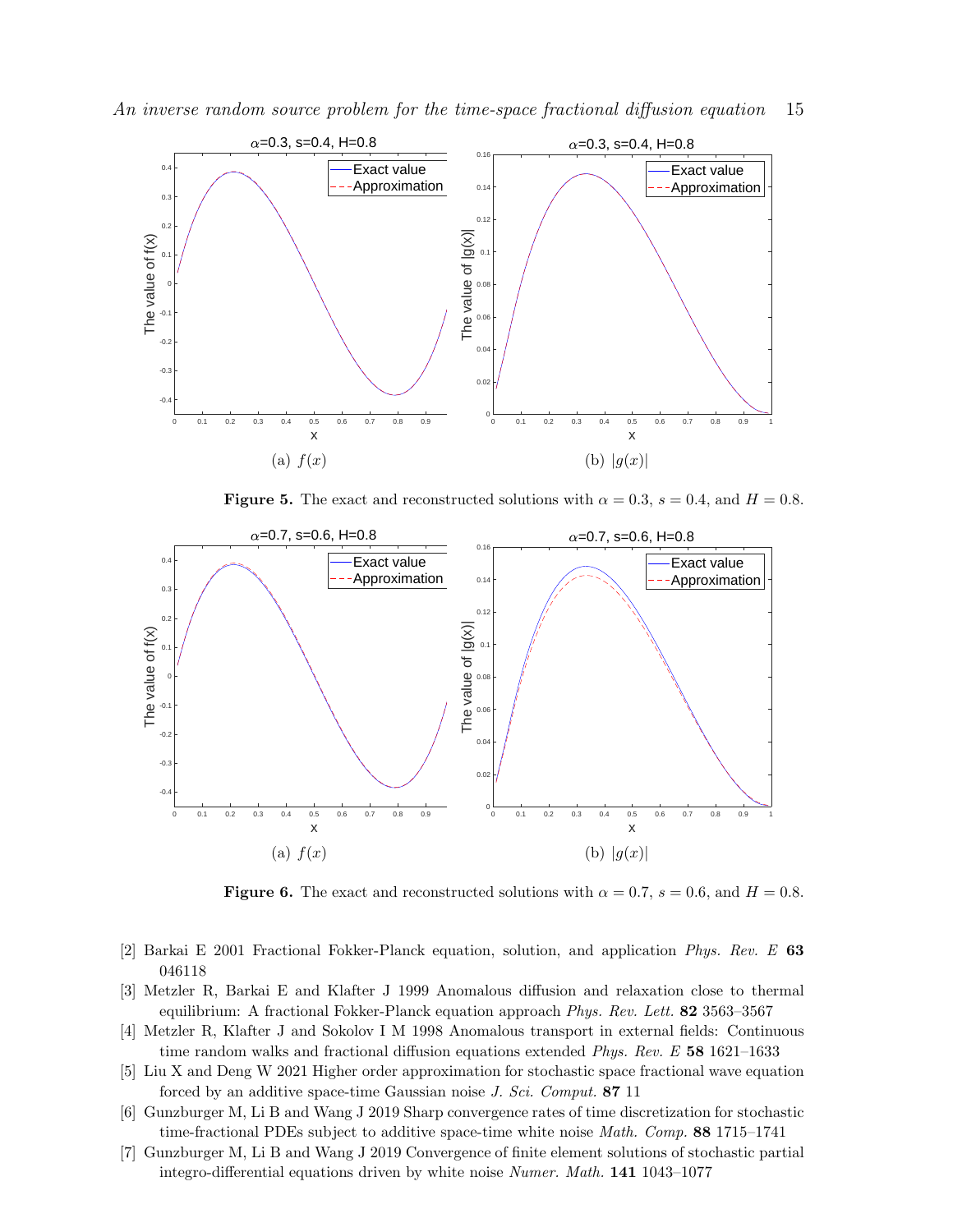(a) $f(x)$

(b) $|g(x)|$

**Figure 5.** The exact and reconstructed solutions with $\alpha = 0.3$, $s = 0.4$, and $H = 0.8$.

(a) $f(x)$

(b) $|g(x)|$

**Figure 6.** The exact and reconstructed solutions with $\alpha = 0.7$, $s = 0.6$, and $H = 0.8$.

[2] Barkai E 2001 Fractional Fokker-Planck equation, solution, and application *Phys. Rev. E* **63** 046118

[3] Metzler R, Barkai E and Klafter J 1999 Anomalous diffusion and relaxation close to thermal equilibrium: A fractional Fokker-Planck equation approach *Phys. Rev. Lett.* **82** 3563–3567

[4] Metzler R, Klafter J and Sokolov I M 1998 Anomalous transport in external fields: Continuous time random walks and fractional diffusion equations extended *Phys. Rev. E* **58** 1621–1633

[5] Liu X and Deng W 2021 Higher order approximation for stochastic space fractional wave equation forced by an additive space-time Gaussian noise *J. Sci. Comput.* **87** 11

[6] Gunzburger M, Li B and Wang J 2019 Sharp convergence rates of time discretization for stochastic time-fractional PDEs subject to additive space-time white noise *Math. Comp.* **88** 1715–1741

[7] Gunzburger M, Li B and Wang J 2019 Convergence of finite element solutions of stochastic partial integro-differential equations driven by white noise *Numer. Math.* **141** 1043–1077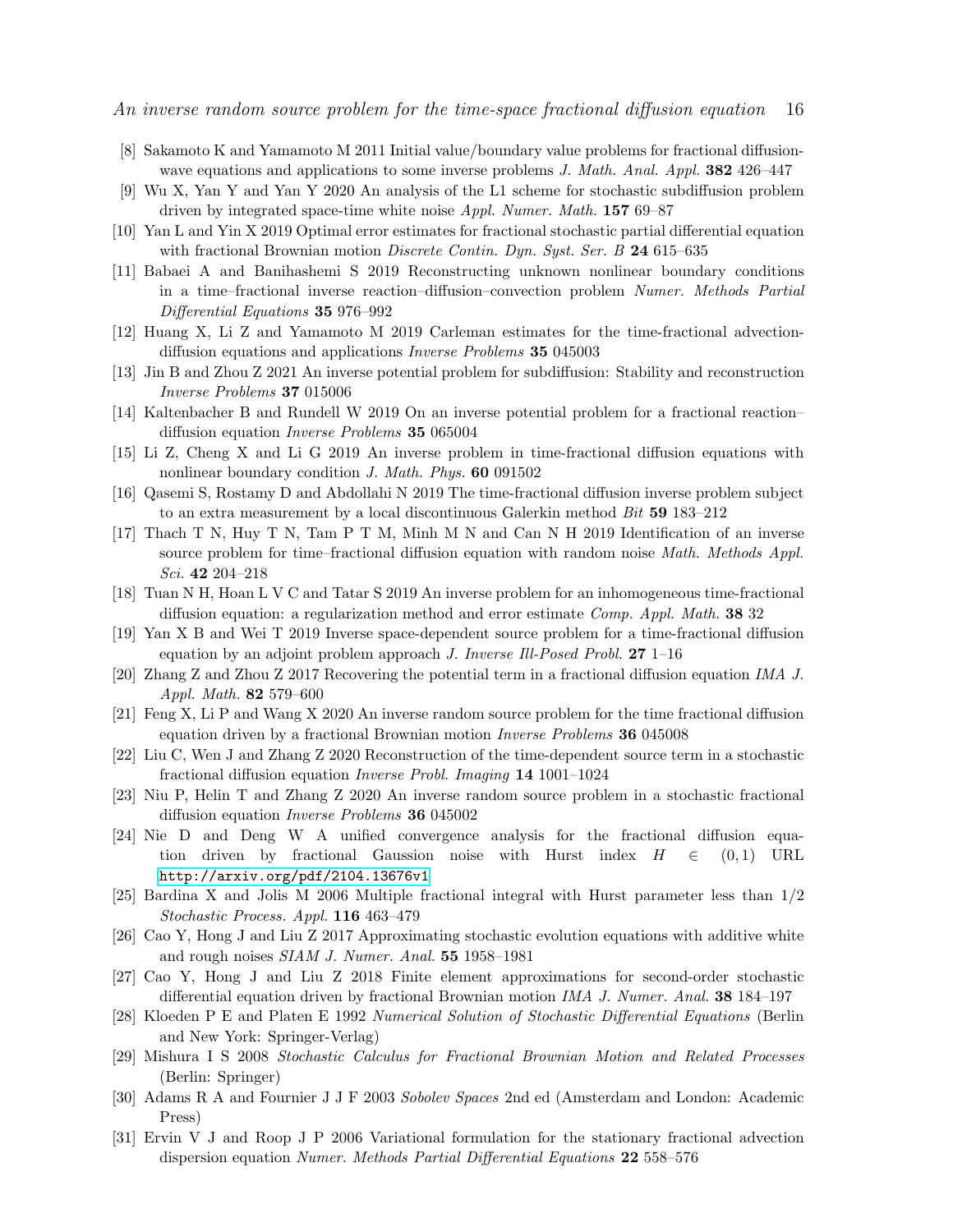[8] Sakamoto K and Yamamoto M 2011 Initial value/boundary value problems for fractional diffusion-wave equations and applications to some inverse problems *J. Math. Anal. Appl.* **382** 426–447

[9] Wu X, Yan Y and Yan Y 2020 An analysis of the L1 scheme for stochastic subdiffusion problem driven by integrated space-time white noise *Appl. Numer. Math.* **157** 69–87

[10] Yan L and Yin X 2019 Optimal error estimates for fractional stochastic partial differential equation with fractional Brownian motion *Discrete Contin. Dyn. Syst. Ser. B* **24** 615–635

[11] Babaei A and Banihashemi S 2019 Reconstructing unknown nonlinear boundary conditions in a time–fractional inverse reaction–diffusion–convection problem *Numer. Methods Partial Differential Equations* **35** 976–992

[12] Huang X, Li Z and Yamamoto M 2019 Carleman estimates for the time-fractional advection-diffusion equations and applications *Inverse Problems* **35** 045003

[13] Jin B and Zhou Z 2021 An inverse potential problem for subdiffusion: Stability and reconstruction *Inverse Problems* **37** 015006

[14] Kaltenbacher B and Rundell W 2019 On an inverse potential problem for a fractional reaction–diffusion equation *Inverse Problems* **35** 065004

[15] Li Z, Cheng X and Li G 2019 An inverse problem in time-fractional diffusion equations with nonlinear boundary condition *J. Math. Phys.* **60** 091502

[16] Qasemi S, Rostamy D and Abdollahi N 2019 The time-fractional diffusion inverse problem subject to an extra measurement by a local discontinuous Galerkin method *Bit* **59** 183–212

[17] Thach T N, Huy T N, Tam P T M, Minh M N and Can N H 2019 Identification of an inverse source problem for time–fractional diffusion equation with random noise *Math. Methods Appl. Sci.* **42** 204–218

[18] Tuan N H, Hoan L V C and Tatar S 2019 An inverse problem for an inhomogeneous time-fractional diffusion equation: a regularization method and error estimate *Comp. Appl. Math.* **38** 32

[19] Yan X B and Wei T 2019 Inverse space-dependent source problem for a time-fractional diffusion equation by an adjoint problem approach *J. Inverse Ill-Posed Probl.* **27** 1–16

[20] Zhang Z and Zhou Z 2017 Recovering the potential term in a fractional diffusion equation *IMA J. Appl. Math.* **82** 579–600

[21] Feng X, Li P and Wang X 2020 An inverse random source problem for the time fractional diffusion equation driven by a fractional Brownian motion *Inverse Problems* **36** 045008

[22] Liu C, Wen J and Zhang Z 2020 Reconstruction of the time-dependent source term in a stochastic fractional diffusion equation *Inverse Probl. Imaging* **14** 1001–1024

[23] Niu P, Helin T and Zhang Z 2020 An inverse random source problem in a stochastic fractional diffusion equation *Inverse Problems* **36** 045002

[24] Nie D and Deng W A unified convergence analysis for the fractional diffusion equation driven by fractional Gaussion noise with Hurst index $H \in (0, 1)$ URL http://arxiv.org/pdf/2104.13676v1

[25] Bardina X and Jolis M 2006 Multiple fractional integral with Hurst parameter less than 1/2 *Stochastic Process. Appl.* **116** 463–479

[26] Cao Y, Hong J and Liu Z 2017 Approximating stochastic evolution equations with additive white and rough noises *SIAM J. Numer. Anal.* **55** 1958–1981

[27] Cao Y, Hong J and Liu Z 2018 Finite element approximations for second-order stochastic differential equation driven by fractional Brownian motion *IMA J. Numer. Anal.* **38** 184–197

[28] Kloeden P E and Platen E 1992 *Numerical Solution of Stochastic Differential Equations* (Berlin and New York: Springer-Verlag)

[29] Mishura I S 2008 *Stochastic Calculus for Fractional Brownian Motion and Related Processes* (Berlin: Springer)

[30] Adams R A and Fournier J J F 2003 *Sobolev Spaces* 2nd ed (Amsterdam and London: Academic Press)

[31] Ervin V J and Roop J P 2006 Variational formulation for the stationary fractional advection dispersion equation *Numer. Methods Partial Differential Equations* **22** 558–576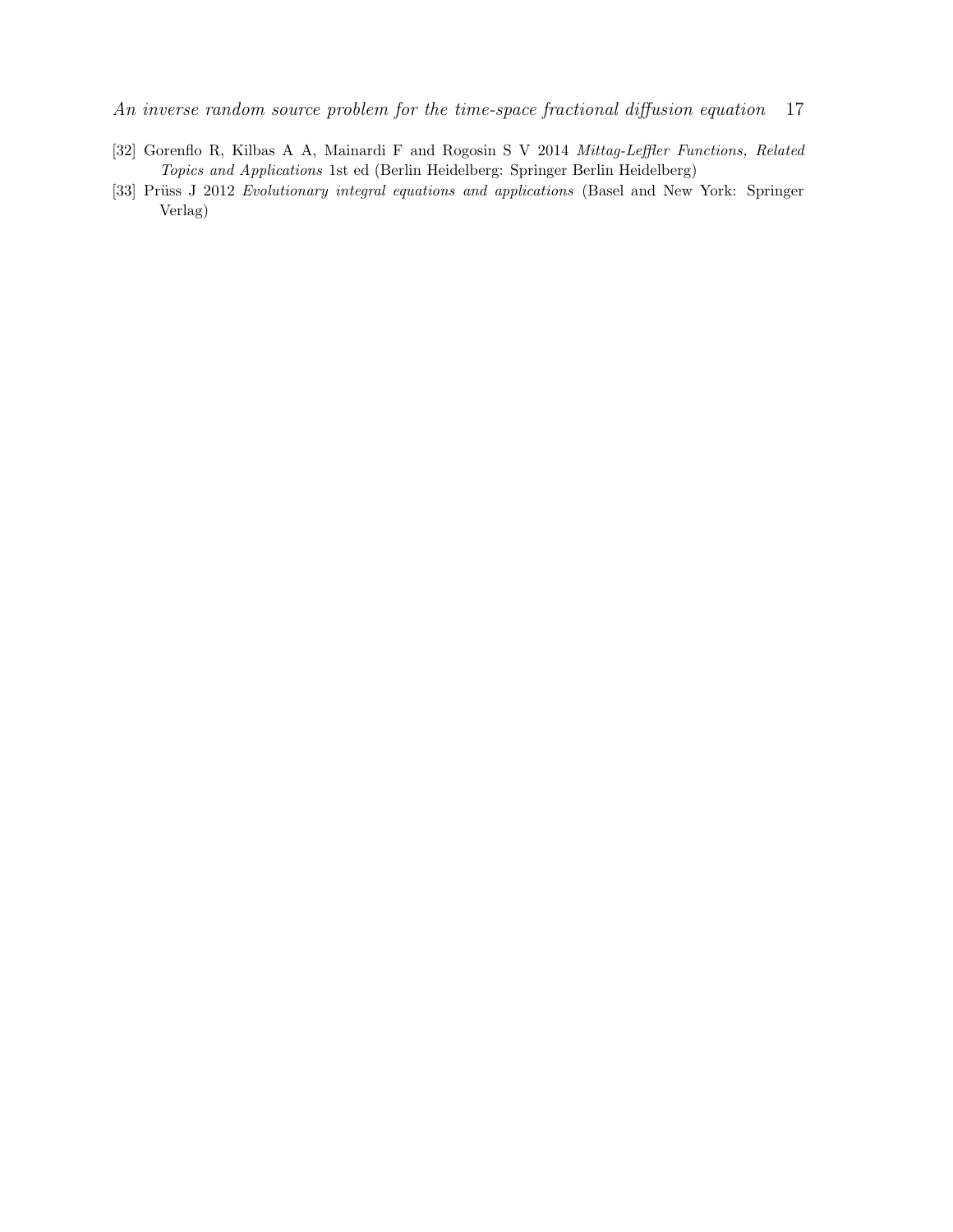[32] Gorenflo R, Kilbas A A, Mainardi F and Rogosin S V 2014 *Mittag-Leffler Functions, Related Topics and Applications* 1st ed (Berlin Heidelberg: Springer Berlin Heidelberg)

[33] Prüss J 2012 *Evolutionary integral equations and applications* (Basel and New York: Springer Verlag)